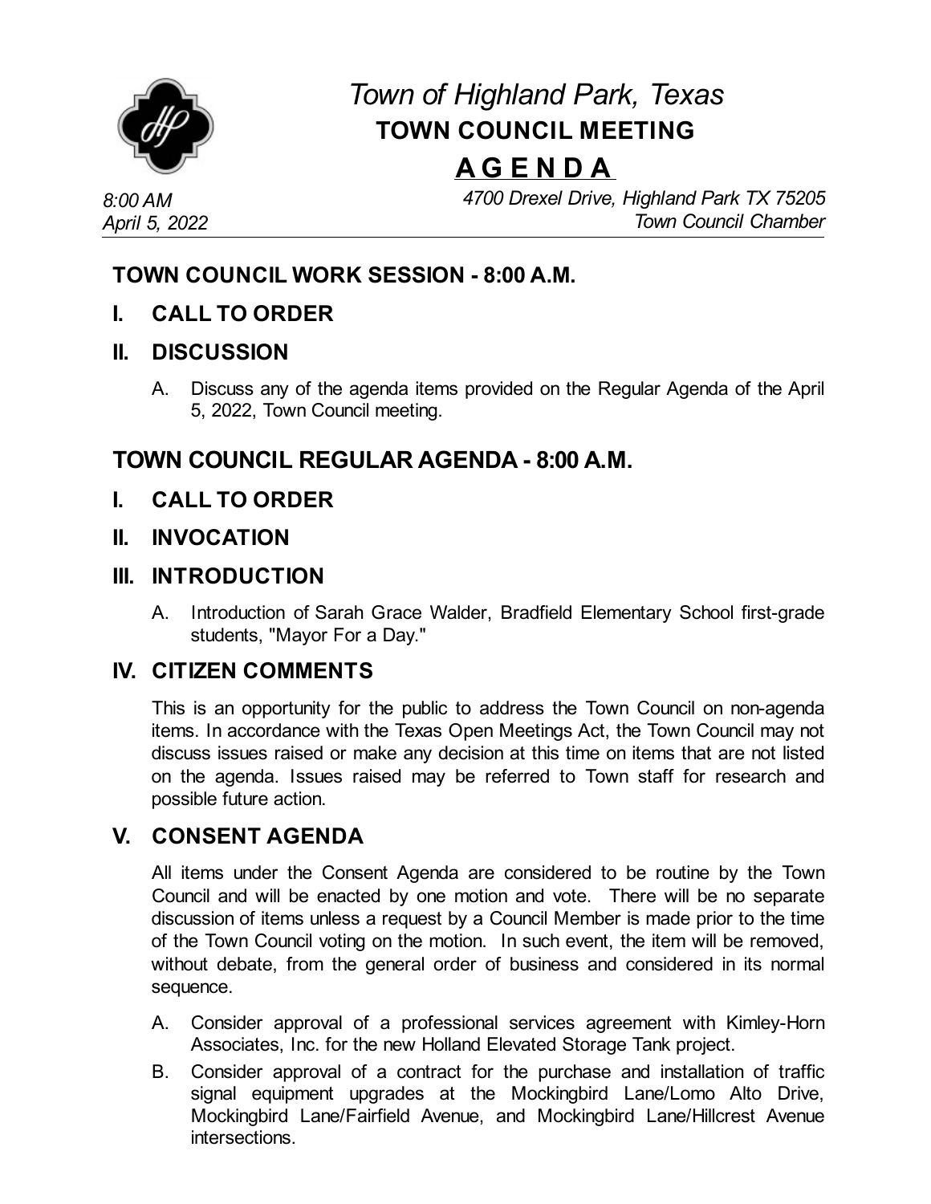# *Town of Highland Park, Texas*

## TOWN COUNCIL MEETING

## A G E N D A

*8:00 AM*
*April 5, 2022*

*4700 Drexel Drive, Highland Park TX 75205*
*Town Council Chamber*

---

## TOWN COUNCIL WORK SESSION - 8:00 A.M.

### I. CALL TO ORDER

### II. DISCUSSION

A. Discuss any of the agenda items provided on the Regular Agenda of the April 5, 2022, Town Council meeting.

## TOWN COUNCIL REGULAR AGENDA - 8:00 A.M.

### I. CALL TO ORDER

### II. INVOCATION

### III. INTRODUCTION

A. Introduction of Sarah Grace Walder, Bradfield Elementary School first-grade students, "Mayor For a Day."

### IV. CITIZEN COMMENTS

This is an opportunity for the public to address the Town Council on non-agenda items. In accordance with the Texas Open Meetings Act, the Town Council may not discuss issues raised or make any decision at this time on items that are not listed on the agenda. Issues raised may be referred to Town staff for research and possible future action.

### V. CONSENT AGENDA

All items under the Consent Agenda are considered to be routine by the Town Council and will be enacted by one motion and vote. There will be no separate discussion of items unless a request by a Council Member is made prior to the time of the Town Council voting on the motion. In such event, the item will be removed, without debate, from the general order of business and considered in its normal sequence.

A. Consider approval of a professional services agreement with Kimley-Horn Associates, Inc. for the new Holland Elevated Storage Tank project.

B. Consider approval of a contract for the purchase and installation of traffic signal equipment upgrades at the Mockingbird Lane/Lomo Alto Drive, Mockingbird Lane/Fairfield Avenue, and Mockingbird Lane/Hillcrest Avenue intersections.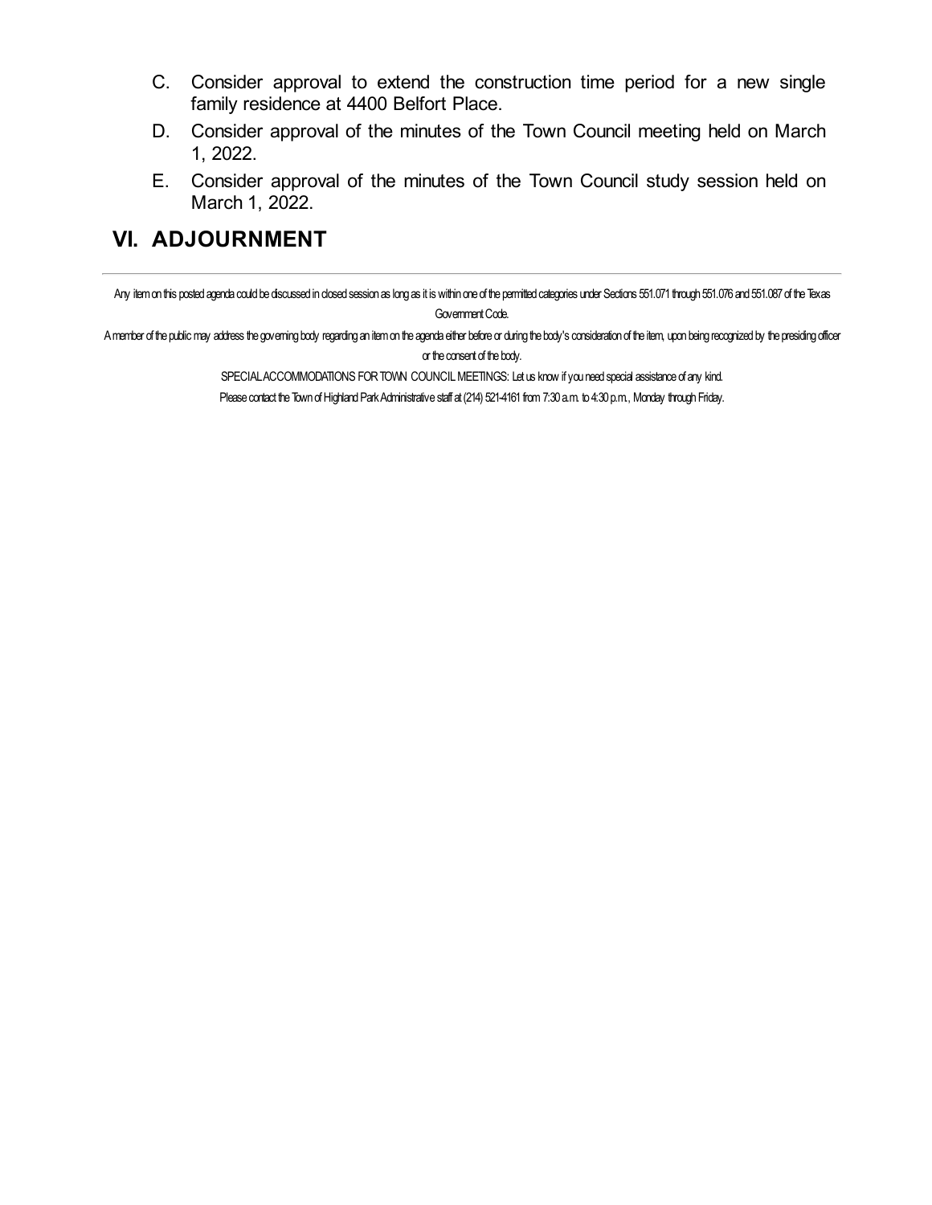C. Consider approval to extend the construction time period for a new single family residence at 4400 Belfort Place.

D. Consider approval of the minutes of the Town Council meeting held on March 1, 2022.

E. Consider approval of the minutes of the Town Council study session held on March 1, 2022.

## VI. ADJOURNMENT

---

Any item on this posted agenda could be discussed in closed session as long as it is within one of the permitted categories under Sections 551.071 through 551.076 and 551.087 of the Texas Government Code.

A member of the public may address the governing body regarding an item on the agenda either before or during the body's consideration of the item, upon being recognized by the presiding officer or the consent of the body.

SPECIAL ACCOMMODATIONS FOR TOWN COUNCIL MEETINGS: Let us know if you need special assistance of any kind.

Please contact the Town of Highland Park Administrative staff at (214) 521-4161 from 7:30 a.m. to 4:30 p.m., Monday through Friday.